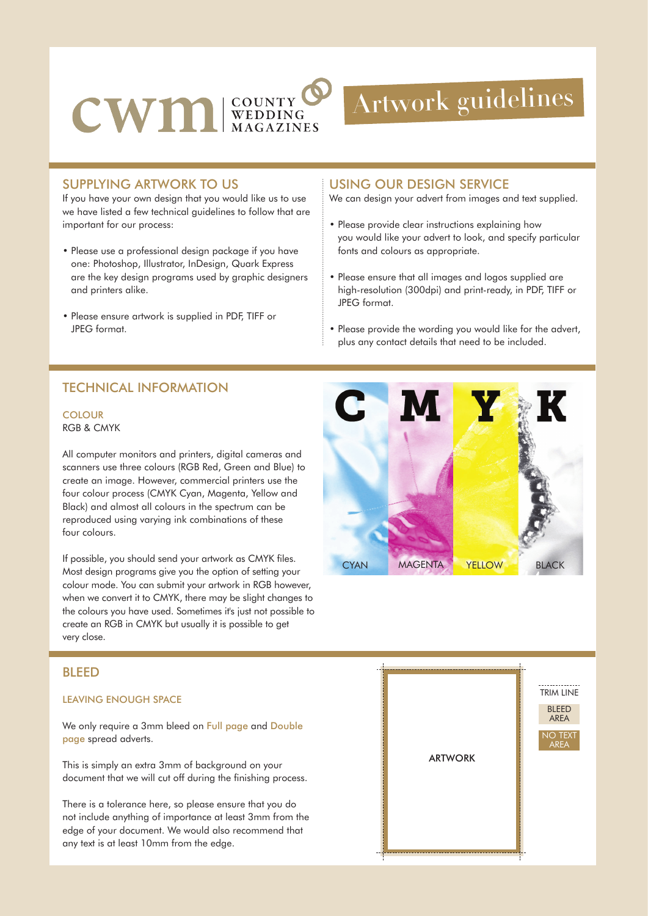# cwm | COUNTY WEDDING MAGAZINES

# Artwork guidelines

## SUPPLYING ARTWORK TO US

If you have your own design that you would like us to use we have listed a few technical guidelines to follow that are important for our process:

- Please use a professional design package if you have one: Photoshop, Illustrator, InDesign, Quark Express are the key design programs used by graphic designers and printers alike.
- Please ensure artwork is supplied in PDF, TIFF or JPEG format.

## USING OUR DESIGN SERVICE

We can design your advert from images and text supplied.

- Please provide clear instructions explaining how you would like your advert to look, and specify particular fonts and colours as appropriate.
- Please ensure that all images and logos supplied are high-resolution (300dpi) and print-ready, in PDF, TIFF or JPEG format.
- Please provide the wording you would like for the advert, plus any contact details that need to be included.

## TECHNICAL INFORMATION

### COLOUR

RGB & CMYK

All computer monitors and printers, digital cameras and scanners use three colours (RGB Red, Green and Blue) to create an image. However, commercial printers use the four colour process (CMYK Cyan, Magenta, Yellow and Black) and almost all colours in the spectrum can be reproduced using varying ink combinations of these four colours.

If possible, you should send your artwork as CMYK files. Most design programs give you the option of setting your colour mode. You can submit your artwork in RGB however, when we convert it to CMYK, there may be slight changes to the colours you have used. Sometimes it's just not possible to create an RGB in CMYK but usually it is possible to get very close.

C M Y K

CYAN MAGENTA YELLOW BLACK

## BLEED

### LEAVING ENOUGH SPACE

We only require a 3mm bleed on Full page and Double page spread adverts.

This is simply an extra 3mm of background on your document that we will cut off during the finishing process.

There is a tolerance here, so please ensure that you do not include anything of importance at least 3mm from the edge of your document. We would also recommend that any text is at least 10mm from the edge.

ARTWORK

TRIM LINE

BLEED AREA

NO TEXT AREA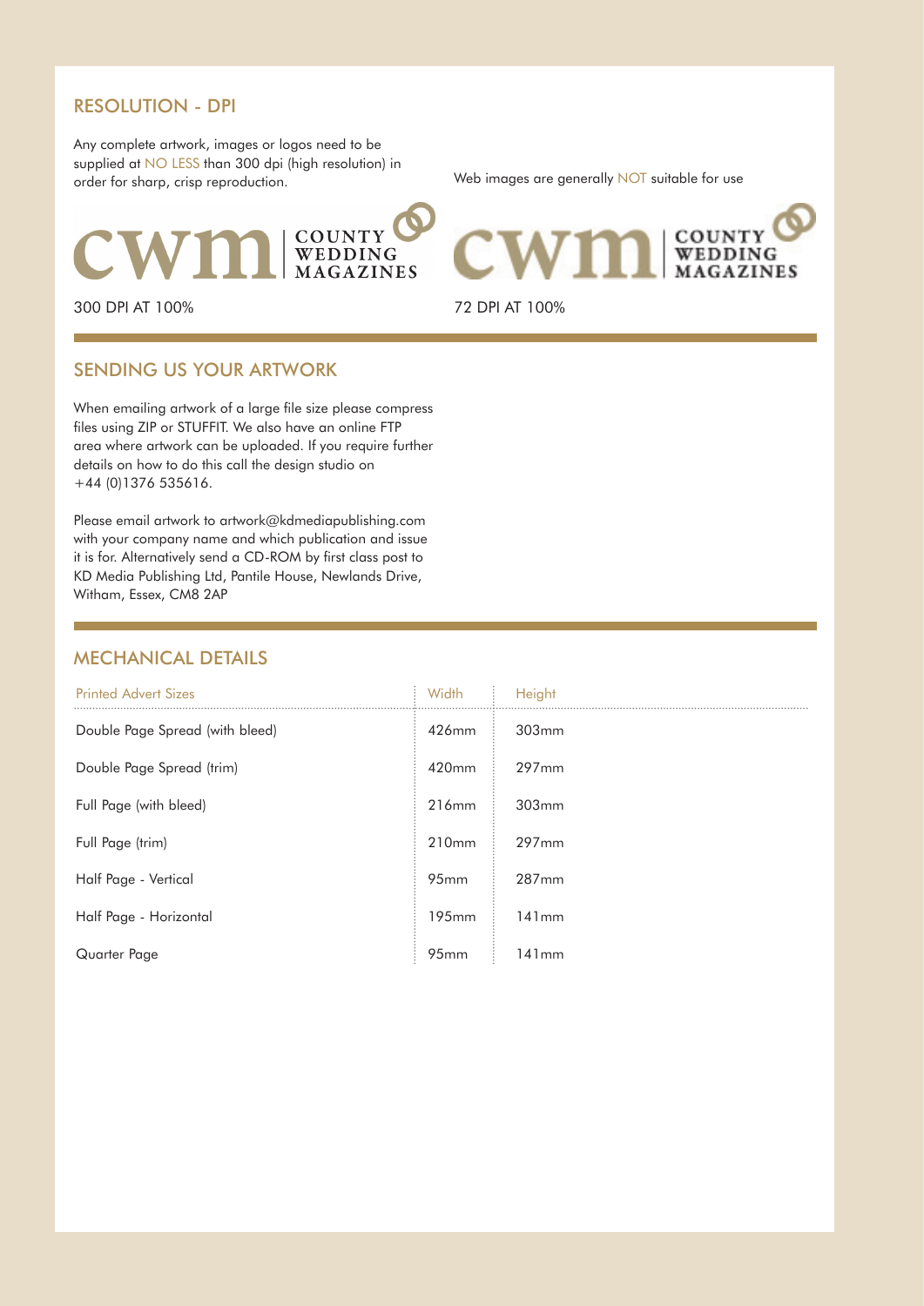## RESOLUTION - DPI

Any complete artwork, images or logos need to be supplied at NO LESS than 300 dpi (high resolution) in order for sharp, crisp reproduction.

Web images are generally NOT suitable for use

cwm | COUNTY WEDDING MAGAZINES

300 DPI AT 100%

cwm | COUNTY WEDDING MAGAZINES

72 DPI AT 100%

## SENDING US YOUR ARTWORK

When emailing artwork of a large file size please compress files using ZIP or STUFFIT. We also have an online FTP area where artwork can be uploaded. If you require further details on how to do this call the design studio on +44 (0)1376 535616.

Please email artwork to artwork@kdmediapublishing.com with your company name and which publication and issue it is for. Alternatively send a CD-ROM by first class post to KD Media Publishing Ltd, Pantile House, Newlands Drive, Witham, Essex, CM8 2AP

## MECHANICAL DETAILS

| Printed Advert Sizes | Width | Height |
|---|---|---|
| Double Page Spread (with bleed) | 426mm | 303mm |
| Double Page Spread (trim) | 420mm | 297mm |
| Full Page (with bleed) | 216mm | 303mm |
| Full Page (trim) | 210mm | 297mm |
| Half Page - Vertical | 95mm | 287mm |
| Half Page - Horizontal | 195mm | 141mm |
| Quarter Page | 95mm | 141mm |